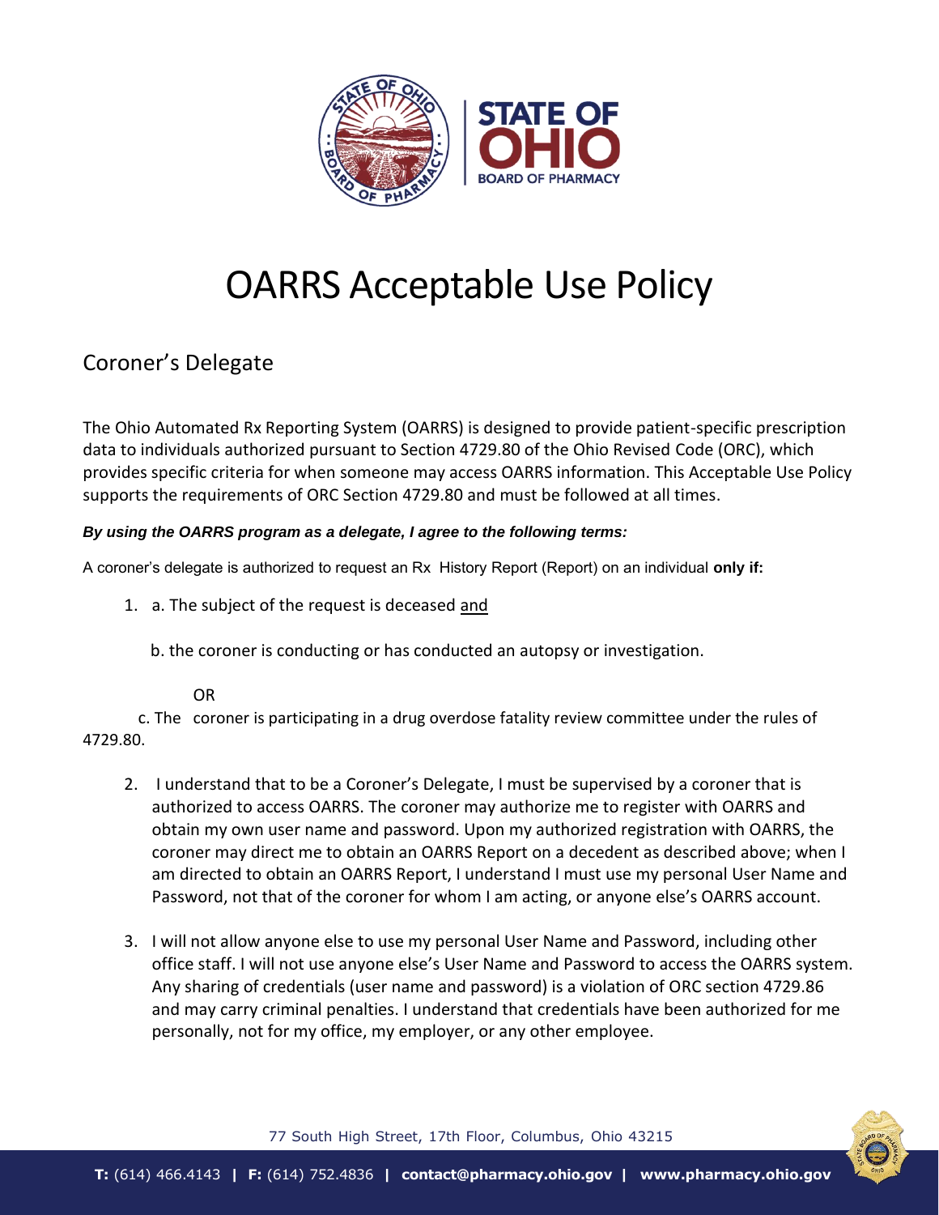# OARRS Acceptable Use Policy

## Coroner's Delegate

The Ohio Automated Rx Reporting System (OARRS) is designed to provide patient-specific prescription data to individuals authorized pursuant to Section 4729.80 of the Ohio Revised Code (ORC), which provides specific criteria for when someone may access OARRS information. This Acceptable Use Policy supports the requirements of ORC Section 4729.80 and must be followed at all times.

***By using the OARRS program as a delegate, I agree to the following terms:***

A coroner's delegate is authorized to request an Rx History Report (Report) on an individual **only if:**

1. a. The subject of the request is deceased <u>and</u>

   b. the coroner is conducting or has conducted an autopsy or investigation.

   OR

   c. The coroner is participating in a drug overdose fatality review committee under the rules of 4729.80.

2. I understand that to be a Coroner's Delegate, I must be supervised by a coroner that is authorized to access OARRS. The coroner may authorize me to register with OARRS and obtain my own user name and password. Upon my authorized registration with OARRS, the coroner may direct me to obtain an OARRS Report on a decedent as described above; when I am directed to obtain an OARRS Report, I understand I must use my personal User Name and Password, not that of the coroner for whom I am acting, or anyone else's OARRS account.

3. I will not allow anyone else to use my personal User Name and Password, including other office staff. I will not use anyone else's User Name and Password to access the OARRS system. Any sharing of credentials (user name and password) is a violation of ORC section 4729.86 and may carry criminal penalties. I understand that credentials have been authorized for me personally, not for my office, my employer, or any other employee.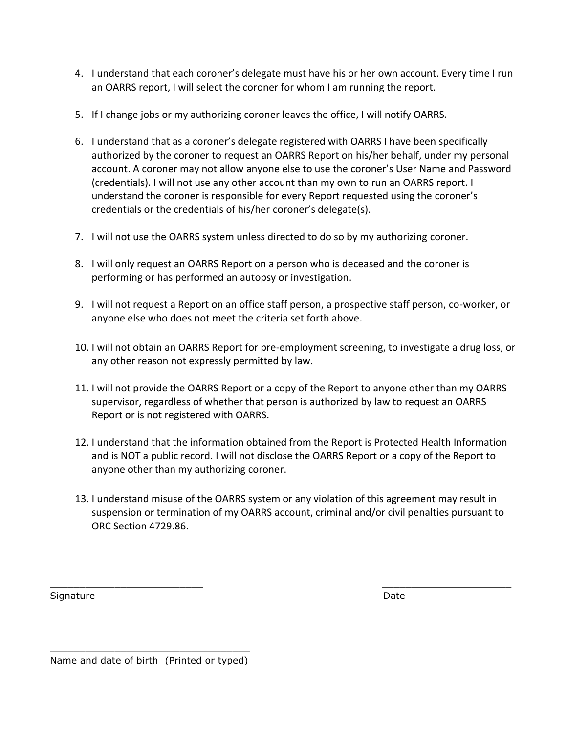4. I understand that each coroner's delegate must have his or her own account. Every time I run an OARRS report, I will select the coroner for whom I am running the report.

5. If I change jobs or my authorizing coroner leaves the office, I will notify OARRS.

6. I understand that as a coroner's delegate registered with OARRS I have been specifically authorized by the coroner to request an OARRS Report on his/her behalf, under my personal account. A coroner may not allow anyone else to use the coroner's User Name and Password (credentials). I will not use any other account than my own to run an OARRS report. I understand the coroner is responsible for every Report requested using the coroner's credentials or the credentials of his/her coroner's delegate(s).

7. I will not use the OARRS system unless directed to do so by my authorizing coroner.

8. I will only request an OARRS Report on a person who is deceased and the coroner is performing or has performed an autopsy or investigation.

9. I will not request a Report on an office staff person, a prospective staff person, co-worker, or anyone else who does not meet the criteria set forth above.

10. I will not obtain an OARRS Report for pre-employment screening, to investigate a drug loss, or any other reason not expressly permitted by law.

11. I will not provide the OARRS Report or a copy of the Report to anyone other than my OARRS supervisor, regardless of whether that person is authorized by law to request an OARRS Report or is not registered with OARRS.

12. I understand that the information obtained from the Report is Protected Health Information and is NOT a public record. I will not disclose the OARRS Report or a copy of the Report to anyone other than my authorizing coroner.

13. I understand misuse of the OARRS system or any violation of this agreement may result in suspension or termination of my OARRS account, criminal and/or civil penalties pursuant to ORC Section 4729.86.

___________________________ ___________________________

Signature Date

___________________________

Name and date of birth (Printed or typed)